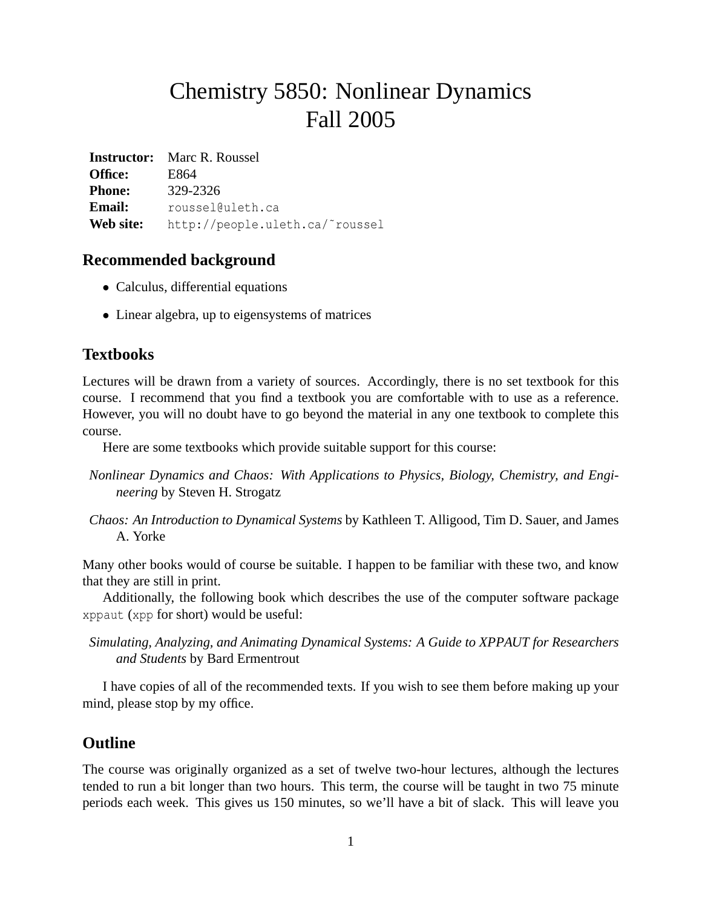# Chemistry 5850: Nonlinear Dynamics
# Fall 2005

| | |
|---|---|
| **Instructor:** | Marc R. Roussel |
| **Office:** | E864 |
| **Phone:** | 329-2326 |
| **Email:** | `roussel@uleth.ca` |
| **Web site:** | `http://people.uleth.ca/~roussel` |

## Recommended background

- Calculus, differential equations
- Linear algebra, up to eigensystems of matrices

## Textbooks

Lectures will be drawn from a variety of sources. Accordingly, there is no set textbook for this course. I recommend that you find a textbook you are comfortable with to use as a reference. However, you will no doubt have to go beyond the material in any one textbook to complete this course.

Here are some textbooks which provide suitable support for this course:

*Nonlinear Dynamics and Chaos: With Applications to Physics, Biology, Chemistry, and Engineering* by Steven H. Strogatz

*Chaos: An Introduction to Dynamical Systems* by Kathleen T. Alligood, Tim D. Sauer, and James A. Yorke

Many other books would of course be suitable. I happen to be familiar with these two, and know that they are still in print.

Additionally, the following book which describes the use of the computer software package `xppaut` (`xpp` for short) would be useful:

*Simulating, Analyzing, and Animating Dynamical Systems: A Guide to XPPAUT for Researchers and Students* by Bard Ermentrout

I have copies of all of the recommended texts. If you wish to see them before making up your mind, please stop by my office.

## Outline

The course was originally organized as a set of twelve two-hour lectures, although the lectures tended to run a bit longer than two hours. This term, the course will be taught in two 75 minute periods each week. This gives us 150 minutes, so we'll have a bit of slack. This will leave you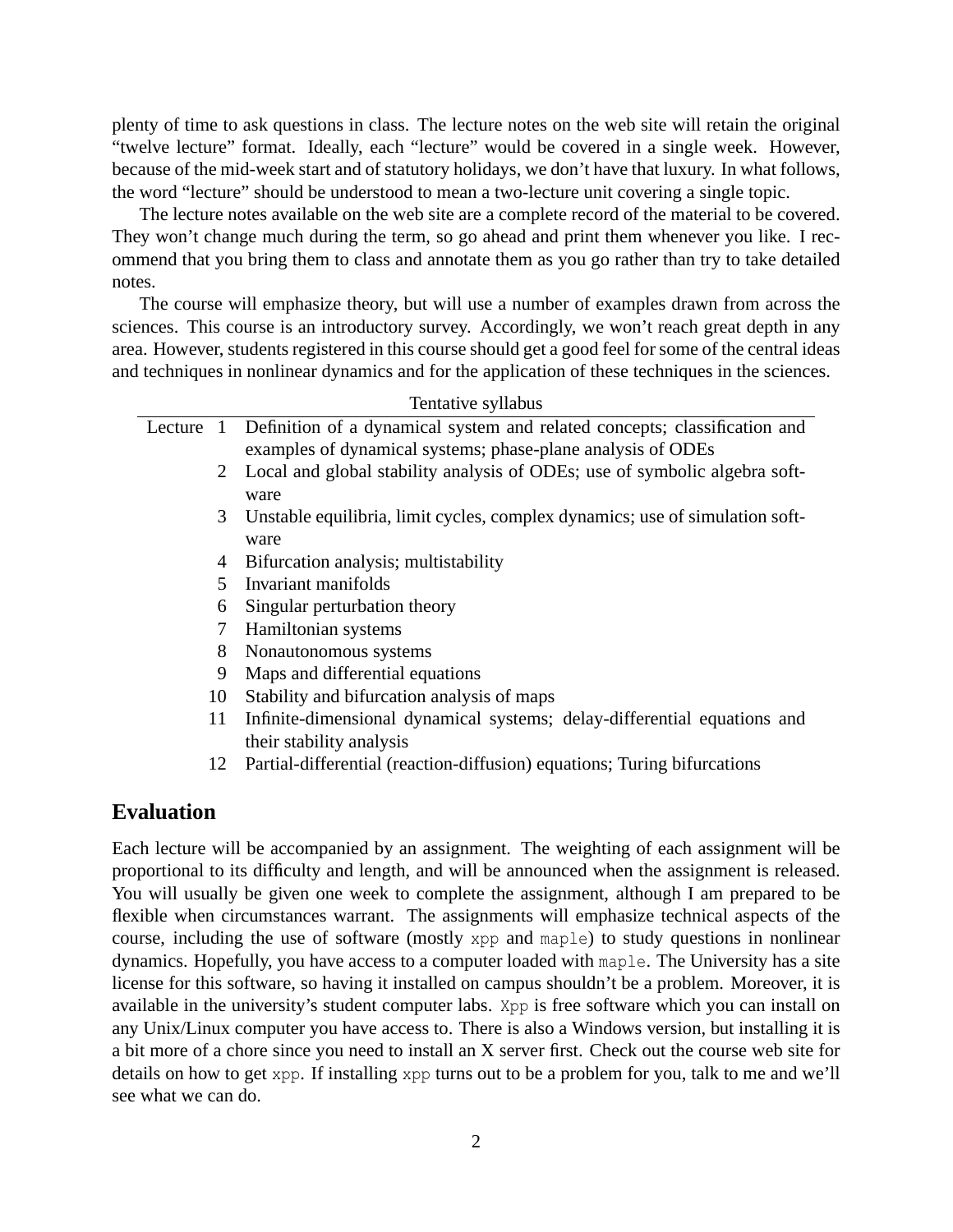plenty of time to ask questions in class. The lecture notes on the web site will retain the original "twelve lecture" format. Ideally, each "lecture" would be covered in a single week. However, because of the mid-week start and of statutory holidays, we don't have that luxury. In what follows, the word "lecture" should be understood to mean a two-lecture unit covering a single topic.

The lecture notes available on the web site are a complete record of the material to be covered. They won't change much during the term, so go ahead and print them whenever you like. I recommend that you bring them to class and annotate them as you go rather than try to take detailed notes.

The course will emphasize theory, but will use a number of examples drawn from across the sciences. This course is an introductory survey. Accordingly, we won't reach great depth in any area. However, students registered in this course should get a good feel for some of the central ideas and techniques in nonlinear dynamics and for the application of these techniques in the sciences.

Tentative syllabus

| | | |
|---|---|---|
| Lecture | 1 | Definition of a dynamical system and related concepts; classification and examples of dynamical systems; phase-plane analysis of ODEs |
| | 2 | Local and global stability analysis of ODEs; use of symbolic algebra software |
| | 3 | Unstable equilibria, limit cycles, complex dynamics; use of simulation software |
| | 4 | Bifurcation analysis; multistability |
| | 5 | Invariant manifolds |
| | 6 | Singular perturbation theory |
| | 7 | Hamiltonian systems |
| | 8 | Nonautonomous systems |
| | 9 | Maps and differential equations |
| | 10 | Stability and bifurcation analysis of maps |
| | 11 | Infinite-dimensional dynamical systems; delay-differential equations and their stability analysis |
| | 12 | Partial-differential (reaction-diffusion) equations; Turing bifurcations |

## Evaluation

Each lecture will be accompanied by an assignment. The weighting of each assignment will be proportional to its difficulty and length, and will be announced when the assignment is released. You will usually be given one week to complete the assignment, although I am prepared to be flexible when circumstances warrant. The assignments will emphasize technical aspects of the course, including the use of software (mostly `xpp` and `maple`) to study questions in nonlinear dynamics. Hopefully, you have access to a computer loaded with `maple`. The University has a site license for this software, so having it installed on campus shouldn't be a problem. Moreover, it is available in the university's student computer labs. `Xpp` is free software which you can install on any Unix/Linux computer you have access to. There is also a Windows version, but installing it is a bit more of a chore since you need to install an X server first. Check out the course web site for details on how to get `xpp`. If installing `xpp` turns out to be a problem for you, talk to me and we'll see what we can do.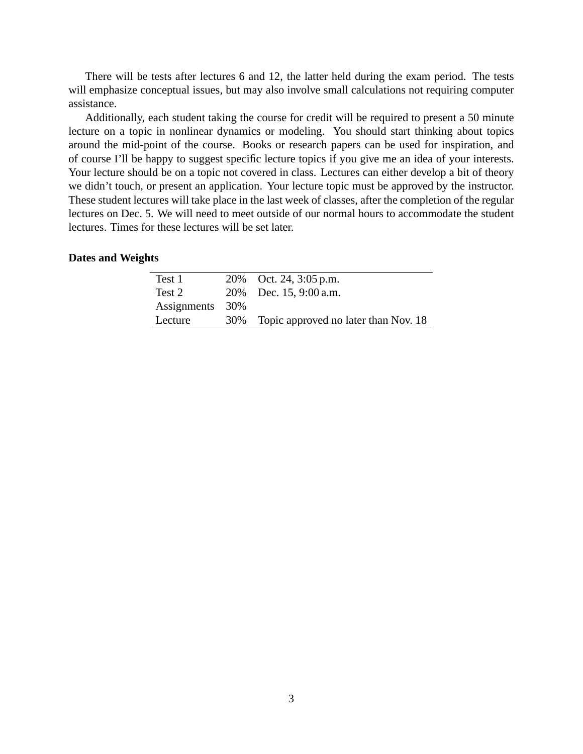There will be tests after lectures 6 and 12, the latter held during the exam period. The tests will emphasize conceptual issues, but may also involve small calculations not requiring computer assistance.

Additionally, each student taking the course for credit will be required to present a 50 minute lecture on a topic in nonlinear dynamics or modeling. You should start thinking about topics around the mid-point of the course. Books or research papers can be used for inspiration, and of course I'll be happy to suggest specific lecture topics if you give me an idea of your interests. Your lecture should be on a topic not covered in class. Lectures can either develop a bit of theory we didn't touch, or present an application. Your lecture topic must be approved by the instructor. These student lectures will take place in the last week of classes, after the completion of the regular lectures on Dec. 5. We will need to meet outside of our normal hours to accommodate the student lectures. Times for these lectures will be set later.

**Dates and Weights**

| | | |
|---|---|---|
| Test 1 | 20% | Oct. 24, 3:05 p.m. |
| Test 2 | 20% | Dec. 15, 9:00 a.m. |
| Assignments | 30% | |
| Lecture | 30% | Topic approved no later than Nov. 18 |